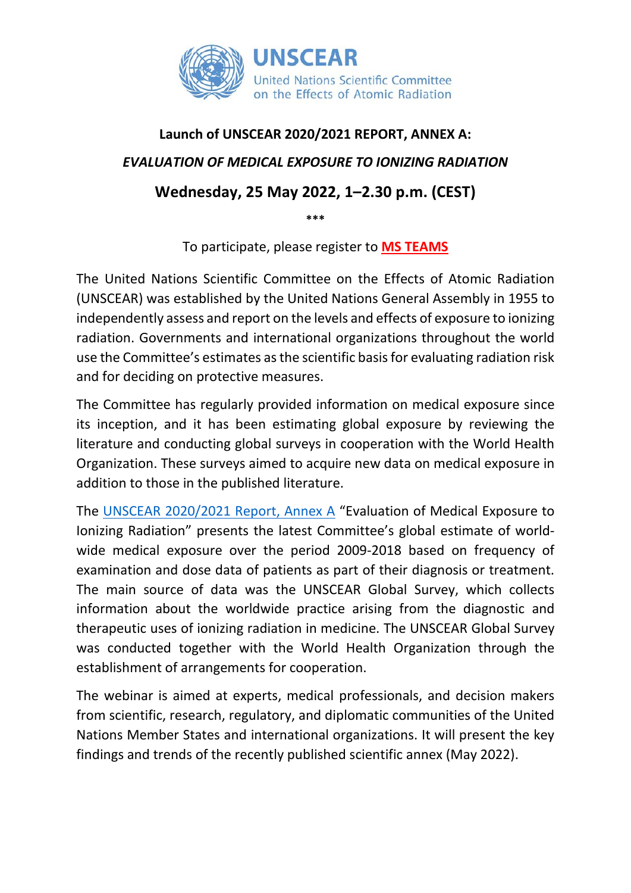**UNSCEAR**
United Nations Scientific Committee
on the Effects of Atomic Radiation

## Launch of UNSCEAR 2020/2021 REPORT, ANNEX A:

## *EVALUATION OF MEDICAL EXPOSURE TO IONIZING RADIATION*

## Wednesday, 25 May 2022, 1–2.30 p.m. (CEST)

***

To participate, please register to **MS TEAMS**

The United Nations Scientific Committee on the Effects of Atomic Radiation (UNSCEAR) was established by the United Nations General Assembly in 1955 to independently assess and report on the levels and effects of exposure to ionizing radiation. Governments and international organizations throughout the world use the Committee's estimates as the scientific basis for evaluating radiation risk and for deciding on protective measures.

The Committee has regularly provided information on medical exposure since its inception, and it has been estimating global exposure by reviewing the literature and conducting global surveys in cooperation with the World Health Organization. These surveys aimed to acquire new data on medical exposure in addition to those in the published literature.

The UNSCEAR 2020/2021 Report, Annex A "Evaluation of Medical Exposure to Ionizing Radiation" presents the latest Committee's global estimate of world-wide medical exposure over the period 2009-2018 based on frequency of examination and dose data of patients as part of their diagnosis or treatment. The main source of data was the UNSCEAR Global Survey, which collects information about the worldwide practice arising from the diagnostic and therapeutic uses of ionizing radiation in medicine. The UNSCEAR Global Survey was conducted together with the World Health Organization through the establishment of arrangements for cooperation.

The webinar is aimed at experts, medical professionals, and decision makers from scientific, research, regulatory, and diplomatic communities of the United Nations Member States and international organizations. It will present the key findings and trends of the recently published scientific annex (May 2022).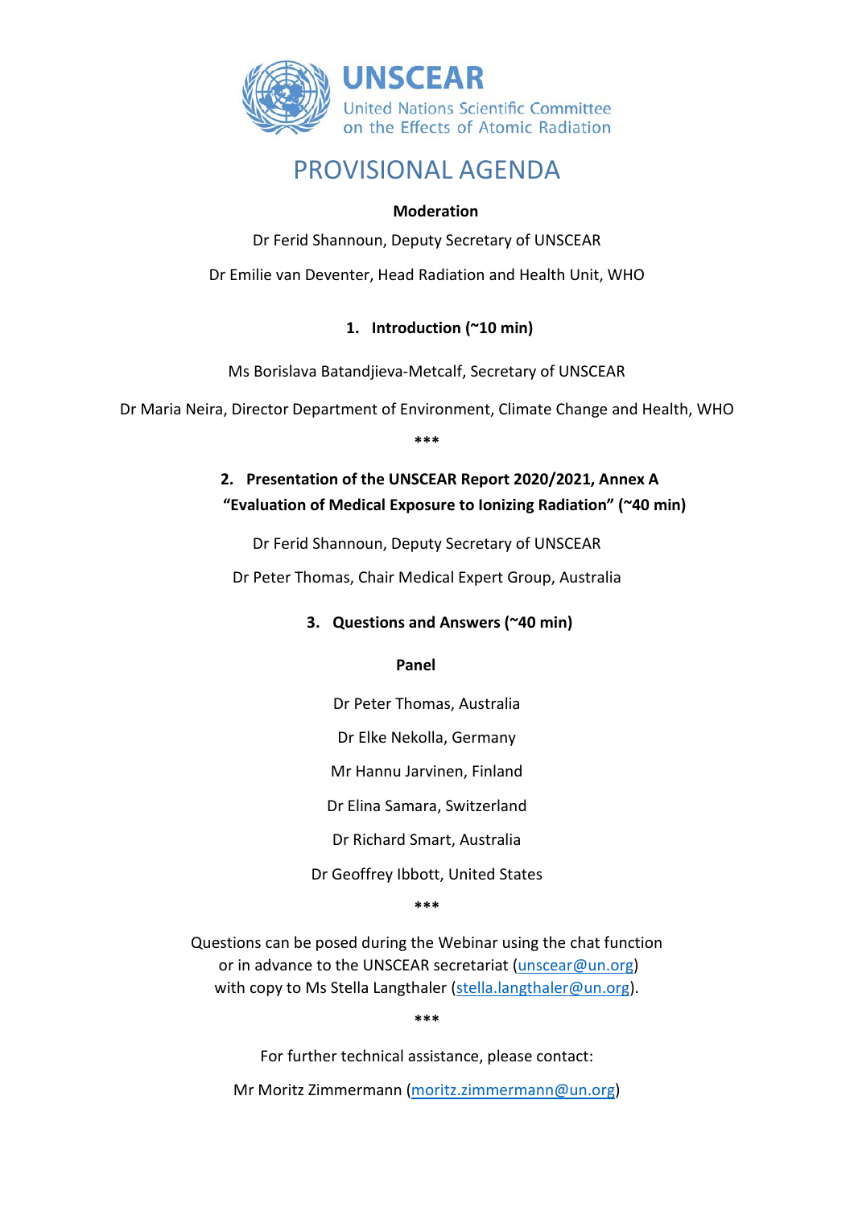UNSCEAR

United Nations Scientific Committee on the Effects of Atomic Radiation

# PROVISIONAL AGENDA

**Moderation**

Dr Ferid Shannoun, Deputy Secretary of UNSCEAR

Dr Emilie van Deventer, Head Radiation and Health Unit, WHO

## 1. Introduction (~10 min)

Ms Borislava Batandjieva-Metcalf, Secretary of UNSCEAR

Dr Maria Neira, Director Department of Environment, Climate Change and Health, WHO

***

## 2. Presentation of the UNSCEAR Report 2020/2021, Annex A "Evaluation of Medical Exposure to Ionizing Radiation" (~40 min)

Dr Ferid Shannoun, Deputy Secretary of UNSCEAR

Dr Peter Thomas, Chair Medical Expert Group, Australia

## 3. Questions and Answers (~40 min)

**Panel**

Dr Peter Thomas, Australia

Dr Elke Nekolla, Germany

Mr Hannu Jarvinen, Finland

Dr Elina Samara, Switzerland

Dr Richard Smart, Australia

Dr Geoffrey Ibbott, United States

***

Questions can be posed during the Webinar using the chat function or in advance to the UNSCEAR secretariat (unscear@un.org) with copy to Ms Stella Langthaler (stella.langthaler@un.org).

***

For further technical assistance, please contact:

Mr Moritz Zimmermann (moritz.zimmermann@un.org)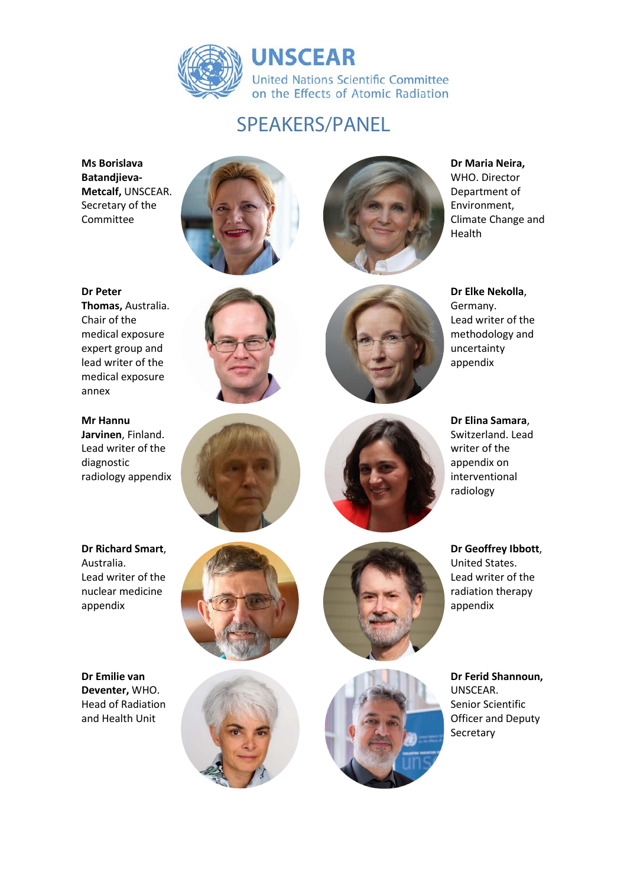UNSCEAR

United Nations Scientific Committee on the Effects of Atomic Radiation

# SPEAKERS/PANEL

**Ms Borislava Batandjieva-Metcalf,** UNSCEAR. Secretary of the Committee

**Dr Maria Neira,** WHO. Director Department of Environment, Climate Change and Health

**Dr Peter Thomas,** Australia. Chair of the medical exposure expert group and lead writer of the medical exposure annex

**Dr Elke Nekolla**, Germany. Lead writer of the methodology and uncertainty appendix

**Mr Hannu Jarvinen**, Finland. Lead writer of the diagnostic radiology appendix

**Dr Elina Samara**, Switzerland. Lead writer of the appendix on interventional radiology

**Dr Richard Smart**, Australia. Lead writer of the nuclear medicine appendix

**Dr Geoffrey Ibbott**, United States. Lead writer of the radiation therapy appendix

**Dr Emilie van Deventer,** WHO. Head of Radiation and Health Unit

**Dr Ferid Shannoun,** UNSCEAR. Senior Scientific Officer and Deputy Secretary